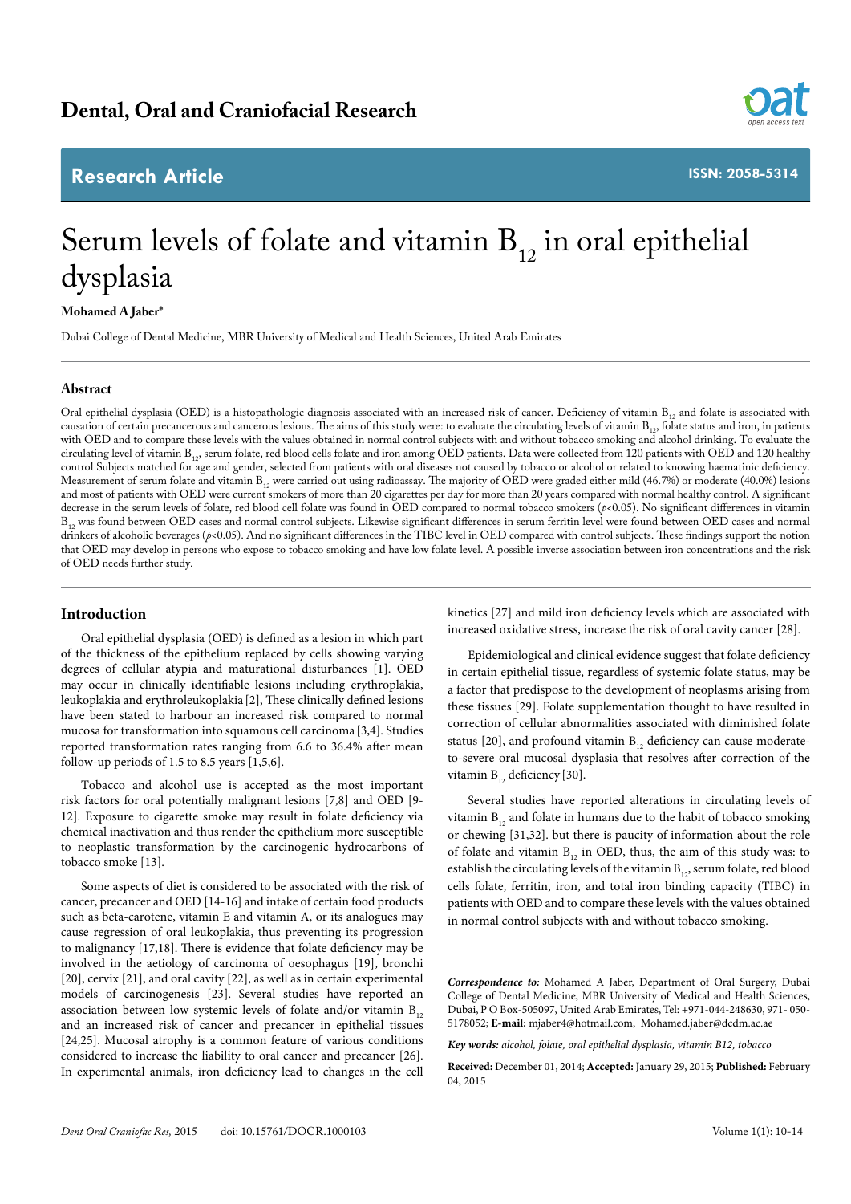# Dental, Oral and Craniofacial Research

**Research Article** — **ISSN: 2058-5314**

# Serum levels of folate and vitamin $B_{12}$ in oral epithelial dysplasia

**Mohamed A Jaber***

Dubai College of Dental Medicine, MBR University of Medical and Health Sciences, United Arab Emirates

## Abstract

Oral epithelial dysplasia (OED) is a histopathologic diagnosis associated with an increased risk of cancer. Deficiency of vitamin $B_{12}$ and folate is associated with causation of certain precancerous and cancerous lesions. The aims of this study were: to evaluate the circulating levels of vitamin $B_{12}$, folate status and iron, in patients with OED and to compare these levels with the values obtained in normal control subjects with and without tobacco smoking and alcohol drinking. To evaluate the circulating level of vitamin $B_{12}$, serum folate, red blood cells folate and iron among OED patients. Data were collected from 120 patients with OED and 120 healthy control Subjects matched for age and gender, selected from patients with oral diseases not caused by tobacco or alcohol or related to knowing haematinic deficiency. Measurement of serum folate and vitamin $B_{12}$ were carried out using radioassay. The majority of OED were graded either mild (46.7%) or moderate (40.0%) lesions and most of patients with OED were current smokers of more than 20 cigarettes per day for more than 20 years compared with normal healthy control. A significant decrease in the serum levels of folate, red blood cell folate was found in OED compared to normal tobacco smokers ($p<0.05$). No significant differences in vitamin $B_{12}$ was found between OED cases and normal control subjects. Likewise significant differences in serum ferritin level were found between OED cases and normal drinkers of alcoholic beverages ($p<0.05$). And no significant differences in the TIBC level in OED compared with control subjects. These findings support the notion that OED may develop in persons who expose to tobacco smoking and have low folate level. A possible inverse association between iron concentrations and the risk of OED needs further study.

## Introduction

Oral epithelial dysplasia (OED) is defined as a lesion in which part of the thickness of the epithelium replaced by cells showing varying degrees of cellular atypia and maturational disturbances [1]. OED may occur in clinically identifiable lesions including erythroplakia, leukoplakia and erythroleukoplakia [2], These clinically defined lesions have been stated to harbour an increased risk compared to normal mucosa for transformation into squamous cell carcinoma [3,4]. Studies reported transformation rates ranging from 6.6 to 36.4% after mean follow-up periods of 1.5 to 8.5 years [1,5,6].

Tobacco and alcohol use is accepted as the most important risk factors for oral potentially malignant lesions [7,8] and OED [9-12]. Exposure to cigarette smoke may result in folate deficiency via chemical inactivation and thus render the epithelium more susceptible to neoplastic transformation by the carcinogenic hydrocarbons of tobacco smoke [13].

Some aspects of diet is considered to be associated with the risk of cancer, precancer and OED [14-16] and intake of certain food products such as beta-carotene, vitamin E and vitamin A, or its analogues may cause regression of oral leukoplakia, thus preventing its progression to malignancy [17,18]. There is evidence that folate deficiency may be involved in the aetiology of carcinoma of oesophagus [19], bronchi [20], cervix [21], and oral cavity [22], as well as in certain experimental models of carcinogenesis [23]. Several studies have reported an association between low systemic levels of folate and/or vitamin $B_{12}$ and an increased risk of cancer and precancer in epithelial tissues [24,25]. Mucosal atrophy is a common feature of various conditions considered to increase the liability to oral cancer and precancer [26]. In experimental animals, iron deficiency lead to changes in the cell kinetics [27] and mild iron deficiency levels which are associated with increased oxidative stress, increase the risk of oral cavity cancer [28].

Epidemiological and clinical evidence suggest that folate deficiency in certain epithelial tissue, regardless of systemic folate status, may be a factor that predispose to the development of neoplasms arising from these tissues [29]. Folate supplementation thought to have resulted in correction of cellular abnormalities associated with diminished folate status [20], and profound vitamin $B_{12}$ deficiency can cause moderate-to-severe oral mucosal dysplasia that resolves after correction of the vitamin $B_{12}$ deficiency [30].

Several studies have reported alterations in circulating levels of vitamin $B_{12}$ and folate in humans due to the habit of tobacco smoking or chewing [31,32]. but there is paucity of information about the role of folate and vitamin $B_{12}$ in OED, thus, the aim of this study was: to establish the circulating levels of the vitamin $B_{12}$, serum folate, red blood cells folate, ferritin, iron, and total iron binding capacity (TIBC) in patients with OED and to compare these levels with the values obtained in normal control subjects with and without tobacco smoking.

---

***Correspondence to:*** Mohamed A Jaber, Department of Oral Surgery, Dubai College of Dental Medicine, MBR University of Medical and Health Sciences, Dubai, P O Box-505097, United Arab Emirates, Tel: +971-044-248630, 971- 050-5178052; **E-mail:** mjaber4@hotmail.com, Mohamed.jaber@dcdm.ac.ae

***Key words:*** *alcohol, folate, oral epithelial dysplasia, vitamin B12, tobacco*

**Received:** December 01, 2014; **Accepted:** January 29, 2015; **Published:** February 04, 2015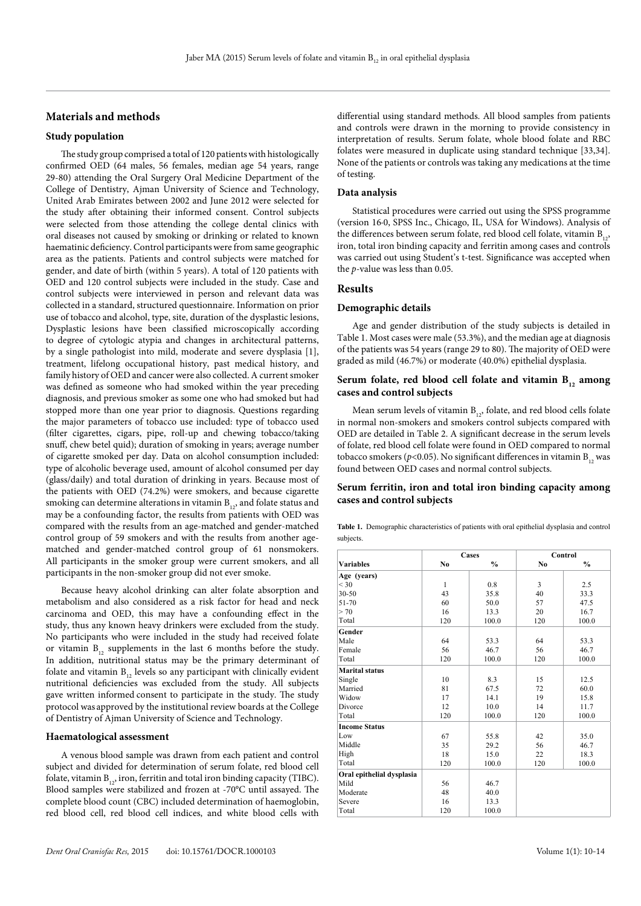## Materials and methods

### Study population

The study group comprised a total of 120 patients with histologically confirmed OED (64 males, 56 females, median age 54 years, range 29-80) attending the Oral Surgery Oral Medicine Department of the College of Dentistry, Ajman University of Science and Technology, United Arab Emirates between 2002 and June 2012 were selected for the study after obtaining their informed consent. Control subjects were selected from those attending the college dental clinics with oral diseases not caused by smoking or drinking or related to known haematinic deficiency. Control participants were from same geographic area as the patients. Patients and control subjects were matched for gender, and date of birth (within 5 years). A total of 120 patients with OED and 120 control subjects were included in the study. Case and control subjects were interviewed in person and relevant data was collected in a standard, structured questionnaire. Information on prior use of tobacco and alcohol, type, site, duration of the dysplastic lesions, Dysplastic lesions have been classified microscopically according to degree of cytologic atypia and changes in architectural patterns, by a single pathologist into mild, moderate and severe dysplasia [1], treatment, lifelong occupational history, past medical history, and family history of OED and cancer were also collected. A current smoker was defined as someone who had smoked within the year preceding diagnosis, and previous smoker as some one who had smoked but had stopped more than one year prior to diagnosis. Questions regarding the major parameters of tobacco use included: type of tobacco used (filter cigarettes, cigars, pipe, roll-up and chewing tobacco/taking snuff, chew betel quid); duration of smoking in years; average number of cigarette smoked per day. Data on alcohol consumption included: type of alcoholic beverage used, amount of alcohol consumed per day (glass/daily) and total duration of drinking in years. Because most of the patients with OED (74.2%) were smokers, and because cigarette smoking can determine alterations in vitamin $B_{12}$, and folate status and may be a confounding factor, the results from patients with OED was compared with the results from an age-matched and gender-matched control group of 59 smokers and with the results from another age-matched and gender-matched control group of 61 nonsmokers. All participants in the smoker group were current smokers, and all participants in the non-smoker group did not ever smoke.

Because heavy alcohol drinking can alter folate absorption and metabolism and also considered as a risk factor for head and neck carcinoma and OED, this may have a confounding effect in the study, thus any known heavy drinkers were excluded from the study. No participants who were included in the study had received folate or vitamin $B_{12}$ supplements in the last 6 months before the study. In addition, nutritional status may be the primary determinant of folate and vitamin $B_{12}$ levels so any participant with clinically evident nutritional deficiencies was excluded from the study. All subjects gave written informed consent to participate in the study. The study protocol was approved by the institutional review boards at the College of Dentistry of Ajman University of Science and Technology.

### Haematological assessment

A venous blood sample was drawn from each patient and control subject and divided for determination of serum folate, red blood cell folate, vitamin $B_{12}$, iron, ferritin and total iron binding capacity (TIBC). Blood samples were stabilized and frozen at -70°C until assayed. The complete blood count (CBC) included determination of haemoglobin, red blood cell, red blood cell indices, and white blood cells with differential using standard methods. All blood samples from patients and controls were drawn in the morning to provide consistency in interpretation of results. Serum folate, whole blood folate and RBC folates were measured in duplicate using standard technique [33,34]. None of the patients or controls was taking any medications at the time of testing.

### Data analysis

Statistical procedures were carried out using the SPSS programme (version 16·0, SPSS Inc., Chicago, IL, USA for Windows). Analysis of the differences between serum folate, red blood cell folate, vitamin $B_{12}$, iron, total iron binding capacity and ferritin among cases and controls was carried out using Student's t-test. Significance was accepted when the *p*-value was less than 0.05.

## Results

### Demographic details

Age and gender distribution of the study subjects is detailed in Table 1. Most cases were male (53.3%), and the median age at diagnosis of the patients was 54 years (range 29 to 80). The majority of OED were graded as mild (46.7%) or moderate (40.0%) epithelial dysplasia.

### Serum folate, red blood cell folate and vitamin $B_{12}$ among cases and control subjects

Mean serum levels of vitamin $B_{12}$, folate, and red blood cells folate in normal non-smokers and smokers control subjects compared with OED are detailed in Table 2. A significant decrease in the serum levels of folate, red blood cell folate were found in OED compared to normal tobacco smokers ($p<0.05$). No significant differences in vitamin $B_{12}$ was found between OED cases and normal control subjects.

### Serum ferritin, iron and total iron binding capacity among cases and control subjects

**Table 1.** Demographic characteristics of patients with oral epithelial dysplasia and control subjects.

| | Cases | | Control | |
|---|---|---|---|---|
| **Variables** | **No** | **%** | **No** | **%** |
| **Age (years)** | | | | |
| < 30 | 1 | 0.8 | 3 | 2.5 |
| 30-50 | 43 | 35.8 | 40 | 33.3 |
| 51-70 | 60 | 50.0 | 57 | 47.5 |
| > 70 | 16 | 13.3 | 20 | 16.7 |
| Total | 120 | 100.0 | 120 | 100.0 |
| **Gender** | | | | |
| Male | 64 | 53.3 | 64 | 53.3 |
| Female | 56 | 46.7 | 56 | 46.7 |
| Total | 120 | 100.0 | 120 | 100.0 |
| **Marital status** | | | | |
| Single | 10 | 8.3 | 15 | 12.5 |
| Married | 81 | 67.5 | 72 | 60.0 |
| Widow | 17 | 14.1 | 19 | 15.8 |
| Divorce | 12 | 10.0 | 14 | 11.7 |
| Total | 120 | 100.0 | 120 | 100.0 |
| **Income Status** | | | | |
| Low | 67 | 55.8 | 42 | 35.0 |
| Middle | 35 | 29.2 | 56 | 46.7 |
| High | 18 | 15.0 | 22 | 18.3 |
| Total | 120 | 100.0 | 120 | 100.0 |
| **Oral epithelial dysplasia** | | | | |
| Mild | 56 | 46.7 | | |
| Moderate | 48 | 40.0 | | |
| Severe | 16 | 13.3 | | |
| Total | 120 | 100.0 | | |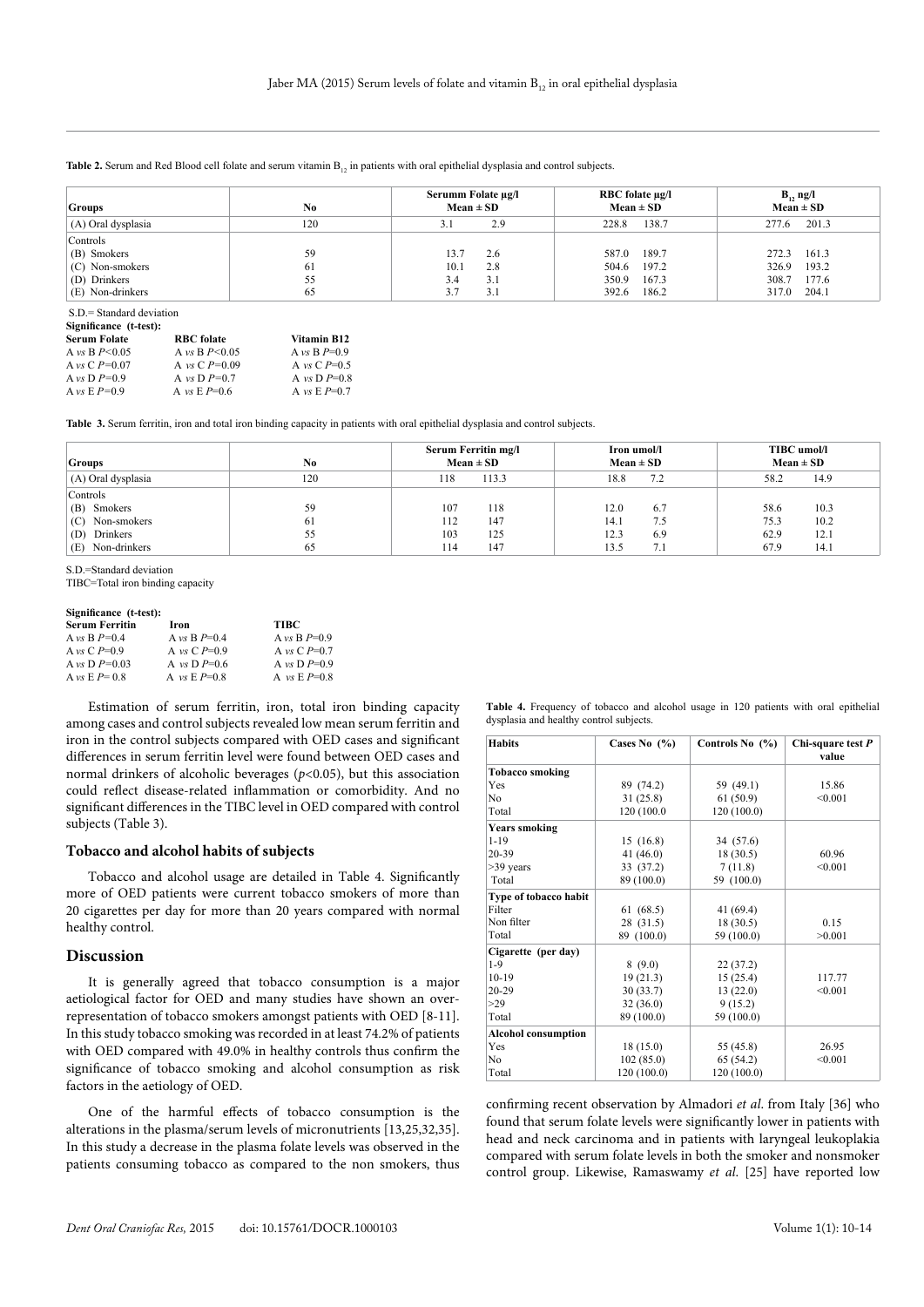**Table 2.** Serum and Red Blood cell folate and serum vitamin $B_{12}$ in patients with oral epithelial dysplasia and control subjects.

| Groups | No | Serumm Folate µg/l Mean ± SD | | RBC folate µg/l Mean ± SD | | $B_{12}$ ng/l Mean ± SD | |
|---|---|---|---|---|---|---|---|
| (A) Oral dysplasia | 120 | 3.1 | 2.9 | 228.8 | 138.7 | 277.6 | 201.3 |
| Controls | | | | | | | |
| (B) Smokers | 59 | 13.7 | 2.6 | 587.0 | 189.7 | 272.3 | 161.3 |
| (C) Non-smokers | 61 | 10.1 | 2.8 | 504.6 | 197.2 | 326.9 | 193.2 |
| (D) Drinkers | 55 | 3.4 | 3.1 | 350.9 | 167.3 | 308.7 | 177.6 |
| (E) Non-drinkers | 65 | 3.7 | 3.1 | 392.6 | 186.2 | 317.0 | 204.1 |

S.D.= Standard deviation

**Significance (t-test):**

| Serum Folate | RBC folate | Vitamin B12 |
|---|---|---|
| A *vs* B $P<0.05$ | A *vs* B $P<0.05$ | A *vs* B $P=0.9$ |
| A *vs* C $P=0.07$ | A *vs* C $P=0.09$ | A *vs* C $P=0.5$ |
| A *vs* D $P=0.9$ | A *vs* D $P=0.7$ | A *vs* D $P=0.8$ |
| A *vs* E $P=0.9$ | A *vs* E $P=0.6$ | A *vs* E $P=0.7$ |

**Table 3.** Serum ferritin, iron and total iron binding capacity in patients with oral epithelial dysplasia and control subjects.

| Groups | No | Serum Ferritin mg/l Mean ± SD | | Iron umol/l Mean ± SD | | TIBC umol/l Mean ± SD | |
|---|---|---|---|---|---|---|---|
| (A) Oral dysplasia | 120 | 118 | 113.3 | 18.8 | 7.2 | 58.2 | 14.9 |
| Controls | | | | | | | |
| (B) Smokers | 59 | 107 | 118 | 12.0 | 6.7 | 58.6 | 10.3 |
| (C) Non-smokers | 61 | 112 | 147 | 14.1 | 7.5 | 75.3 | 10.2 |
| (D) Drinkers | 55 | 103 | 125 | 12.3 | 6.9 | 62.9 | 12.1 |
| (E) Non-drinkers | 65 | 114 | 147 | 13.5 | 7.1 | 67.9 | 14.1 |

S.D.=Standard deviation

TIBC=Total iron binding capacity

**Significance (t-test):**

| Serum Ferritin | Iron | TIBC |
|---|---|---|
| A *vs* B $P=0.4$ | A *vs* B $P=0.4$ | A *vs* B $P=0.9$ |
| A *vs* C $P=0.9$ | A *vs* C $P=0.9$ | A *vs* C $P=0.7$ |
| A *vs* D $P=0.03$ | A *vs* D $P=0.6$ | A *vs* D $P=0.9$ |
| A *vs* E $P= 0.8$ | A *vs* E $P=0.8$ | A *vs* E $P=0.8$ |

Estimation of serum ferritin, iron, total iron binding capacity among cases and control subjects revealed low mean serum ferritin and iron in the control subjects compared with OED cases and significant differences in serum ferritin level were found between OED cases and normal drinkers of alcoholic beverages ($p<0.05$), but this association could reflect disease-related inflammation or comorbidity. And no significant differences in the TIBC level in OED compared with control subjects (Table 3).

### Tobacco and alcohol habits of subjects

Tobacco and alcohol usage are detailed in Table 4. Significantly more of OED patients were current tobacco smokers of more than 20 cigarettes per day for more than 20 years compared with normal healthy control.

**Table 4.** Frequency of tobacco and alcohol usage in 120 patients with oral epithelial dysplasia and healthy control subjects.

| Habits | Cases No (%) | Controls No (%) | Chi-square test *P* value |
|---|---|---|---|
| **Tobacco smoking** | | | |
| Yes | 89 (74.2) | 59 (49.1) | 15.86 |
| No | 31 (25.8) | 61 (50.9) | <0.001 |
| Total | 120 (100.0 | 120 (100.0) | |
| **Years smoking** | | | |
| 1-19 | 15 (16.8) | 34 (57.6) | |
| 20-39 | 41 (46.0) | 18 (30.5) | 60.96 |
| >39 years | 33 (37.2) | 7 (11.8) | <0.001 |
| Total | 89 (100.0) | 59 (100.0) | |
| **Type of tobacco habit** | | | |
| Filter | 61 (68.5) | 41 (69.4) | |
| Non filter | 28 (31.5) | 18 (30.5) | 0.15 |
| Total | 89 (100.0) | 59 (100.0) | >0.001 |
| **Cigarette (per day)** | | | |
| 1-9 | 8 (9.0) | 22 (37.2) | |
| 10-19 | 19 (21.3) | 15 (25.4) | 117.77 |
| 20-29 | 30 (33.7) | 13 (22.0) | <0.001 |
| >29 | 32 (36.0) | 9 (15.2) | |
| Total | 89 (100.0) | 59 (100.0) | |
| **Alcohol consumption** | | | |
| Yes | 18 (15.0) | 55 (45.8) | 26.95 |
| No | 102 (85.0) | 65 (54.2) | <0.001 |
| Total | 120 (100.0) | 120 (100.0) | |

## Discussion

It is generally agreed that tobacco consumption is a major aetiological factor for OED and many studies have shown an over-representation of tobacco smokers amongst patients with OED [8-11]. In this study tobacco smoking was recorded in at least 74.2% of patients with OED compared with 49.0% in healthy controls thus confirm the significance of tobacco smoking and alcohol consumption as risk factors in the aetiology of OED.

One of the harmful effects of tobacco consumption is the alterations in the plasma/serum levels of micronutrients [13,25,32,35]. In this study a decrease in the plasma folate levels was observed in the patients consuming tobacco as compared to the non smokers, thus confirming recent observation by Almadori *et al.* from Italy [36] who found that serum folate levels were significantly lower in patients with head and neck carcinoma and in patients with laryngeal leukoplakia compared with serum folate levels in both the smoker and nonsmoker control group. Likewise, Ramaswamy *et al.* [25] have reported low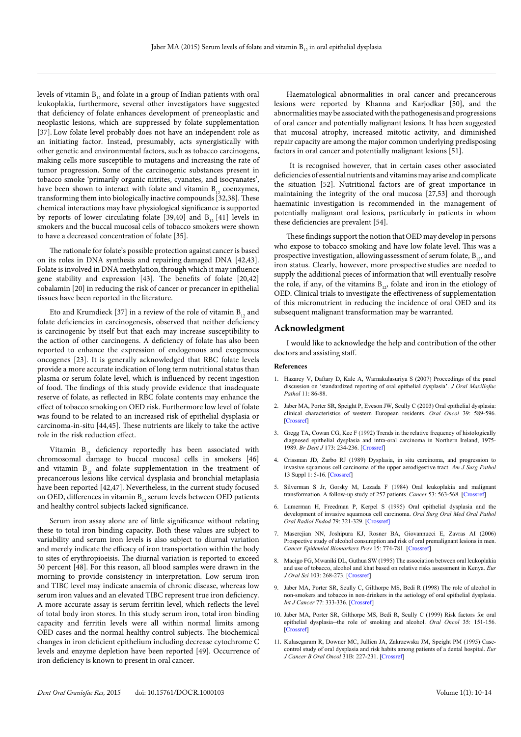levels of vitamin $B_{12}$ and folate in a group of Indian patients with oral leukoplakia, furthermore, several other investigators have suggested that deficiency of folate enhances development of preneoplastic and neoplastic lesions, which are suppressed by folate supplementation [37]. Low folate level probably does not have an independent role as an initiating factor. Instead, presumably, acts synergistically with other genetic and environmental factors, such as tobacco carcinogens, making cells more susceptible to mutagens and increasing the rate of tumor progression. Some of the carcinogenic substances present in tobacco smoke 'primarily organic nitrites, cyanates, and isocyanates', have been shown to interact with folate and vitamin $B_{12}$ coenzymes, transforming them into biologically inactive compounds [32,38]. These chemical interactions may have physiological significance is supported by reports of lower circulating folate [39,40] and $B_{12}$ [41] levels in smokers and the buccal mucosal cells of tobacco smokers were shown to have a decreased concentration of folate [35].

The rationale for folate's possible protection against cancer is based on its roles in DNA synthesis and repairing damaged DNA [42,43]. Folate is involved in DNA methylation, through which it may influence gene stability and expression [43]. The benefits of folate [20,42] cobalamin [20] in reducing the risk of cancer or precancer in epithelial tissues have been reported in the literature.

Eto and Krumdieck [37] in a review of the role of vitamin $B_{12}$ and folate deficiencies in carcinogenesis, observed that neither deficiency is carcinogenic by itself but that each may increase susceptibility to the action of other carcinogens. A deficiency of folate has also been reported to enhance the expression of endogenous and exogenous oncogenes [23]. It is generally acknowledged that RBC folate levels provide a more accurate indication of long term nutritional status than plasma or serum folate level, which is influenced by recent ingestion of food. The findings of this study provide evidence that inadequate reserve of folate, as reflected in RBC folate contents may enhance the effect of tobacco smoking on OED risk. Furthermore low level of folate was found to be related to an increased risk of epithelial dysplasia or carcinoma-in-situ [44,45]. These nutrients are likely to take the active role in the risk reduction effect.

Vitamin $B_{12}$ deficiency reportedly has been associated with chromosomal damage to buccal mucosal cells in smokers [46] and vitamin $B_{12}$ and folate supplementation in the treatment of precancerous lesions like cervical dysplasia and bronchial metaplasia have been reported [42,47]. Nevertheless, in the current study focused on OED, differences in vitamin $B_{12}$ serum levels between OED patients and healthy control subjects lacked significance.

Serum iron assay alone are of little significance without relating these to total iron binding capacity. Both these values are subject to variability and serum iron levels is also subject to diurnal variation and merely indicate the efficacy of iron transportation within the body to sites of erythropioeisis. The diurnal variation is reported to exceed 50 percent [48]. For this reason, all blood samples were drawn in the morning to provide consistency in interpretation. Low serum iron and TIBC level may indicate anaemia of chronic disease, whereas low serum iron values and an elevated TIBC represent true iron deficiency. A more accurate assay is serum ferritin level, which reflects the level of total body iron stores. In this study serum iron, total iron binding capacity and ferritin levels were all within normal limits among OED cases and the normal healthy control subjects. The biochemical changes in iron deficient epithelium including decrease cytochrome C levels and enzyme depletion have been reported [49]. Occurrence of iron deficiency is known to present in oral cancer.

Haematological abnormalities in oral cancer and precancerous lesions were reported by Khanna and Karjodkar [50], and the abnormalities may be associated with the pathogenesis and progressions of oral cancer and potentially malignant lesions. It has been suggested that mucosal atrophy, increased mitotic activity, and diminished repair capacity are among the major common underlying predisposing factors in oral cancer and potentially malignant lesions [51].

It is recognised however, that in certain cases other associated deficiencies of essential nutrients and vitamins may arise and complicate the situation [52]. Nutritional factors are of great importance in maintaining the integrity of the oral mucosa [27,53] and thorough haematinic investigation is recommended in the management of potentially malignant oral lesions, particularly in patients in whom these deficiencies are prevalent [54].

These findings support the notion that OED may develop in persons who expose to tobacco smoking and have low folate level. This was a prospective investigation, allowing assessment of serum folate, $B_{12}$, and iron status. Clearly, however, more prospective studies are needed to supply the additional pieces of information that will eventually resolve the role, if any, of the vitamins $B_{12}$, folate and iron in the etiology of OED. Clinical trials to investigate the effectiveness of supplementation of this micronutrient in reducing the incidence of oral OED and its subsequent malignant transformation may be warranted.

## Acknowledgment

I would like to acknowledge the help and contribution of the other doctors and assisting staff.

### References

1. Hazarey V, Daftary D, Kale A, Warnakulasuriya S (2007) Proceedings of the panel discussion on 'standardized reporting of oral epithelial dysplasia'. *J Oral Maxillofac Pathol* 11: 86-88.
2. Jaber MA, Porter SR, Speight P, Eveson JW, Scully C (2003) Oral epithelial dysplasia: clinical characteristics of western European residents. *Oral Oncol* 39: 589-596. [Crossref]
3. Gregg TA, Cowan CG, Kee F (1992) Trends in the relative frequency of histologically diagnosed epithelial dysplasia and intra-oral carcinoma in Northern Ireland, 1975-1989. *Br Dent J* 173: 234-236. [Crossref]
4. Crissman JD, Zarbo RJ (1989) Dysplasia, in situ carcinoma, and progression to invasive squamous cell carcinoma of the upper aerodigestive tract. *Am J Surg Pathol* 13 Suppl 1: 5-16. [Crossref]
5. Silverman S Jr, Gorsky M, Lozada F (1984) Oral leukoplakia and malignant transformation. A follow-up study of 257 patients. *Cancer* 53: 563-568. [Crossref]
6. Lumerman H, Freedman P, Kerpel S (1995) Oral epithelial dysplasia and the development of invasive squamous cell carcinoma. *Oral Surg Oral Med Oral Pathol Oral Radiol Endod* 79: 321-329. [Crossref]
7. Maserejian NN, Joshipura KJ, Rosner BA, Giovannucci E, Zavras AI (2006) Prospective study of alcohol consumption and risk of oral premalignant lesions in men. *Cancer Epidemiol Biomarkers Prev* 15: 774-781. [Crossref]
8. Macigo FG, Mwaniki DL, Guthua SW (1995) The association between oral leukoplakia and use of tobacco, alcohol and khat based on relative risks assessment in Kenya. *Eur J Oral Sci* 103: 268-273. [Crossref]
9. Jaber MA, Porter SR, Scully C, Gilthorpe MS, Bedi R (1998) The role of alcohol in non-smokers and tobacco in non-drinkers in the aetiology of oral epithelial dysplasia. *Int J Cancer* 77: 333-336. [Crossref]
10. Jaber MA, Porter SR, Gilthorpe MS, Bedi R, Scully C (1999) Risk factors for oral epithelial dysplasia--the role of smoking and alcohol. *Oral Oncol* 35: 151-156. [Crossref]
11. Kulasegaram R, Downer MC, Jullien JA, Zakrzewska JM, Speight PM (1995) Case-control study of oral dysplasia and risk habits among patients of a dental hospital. *Eur J Cancer B Oral Oncol* 31B: 227-231. [Crossref]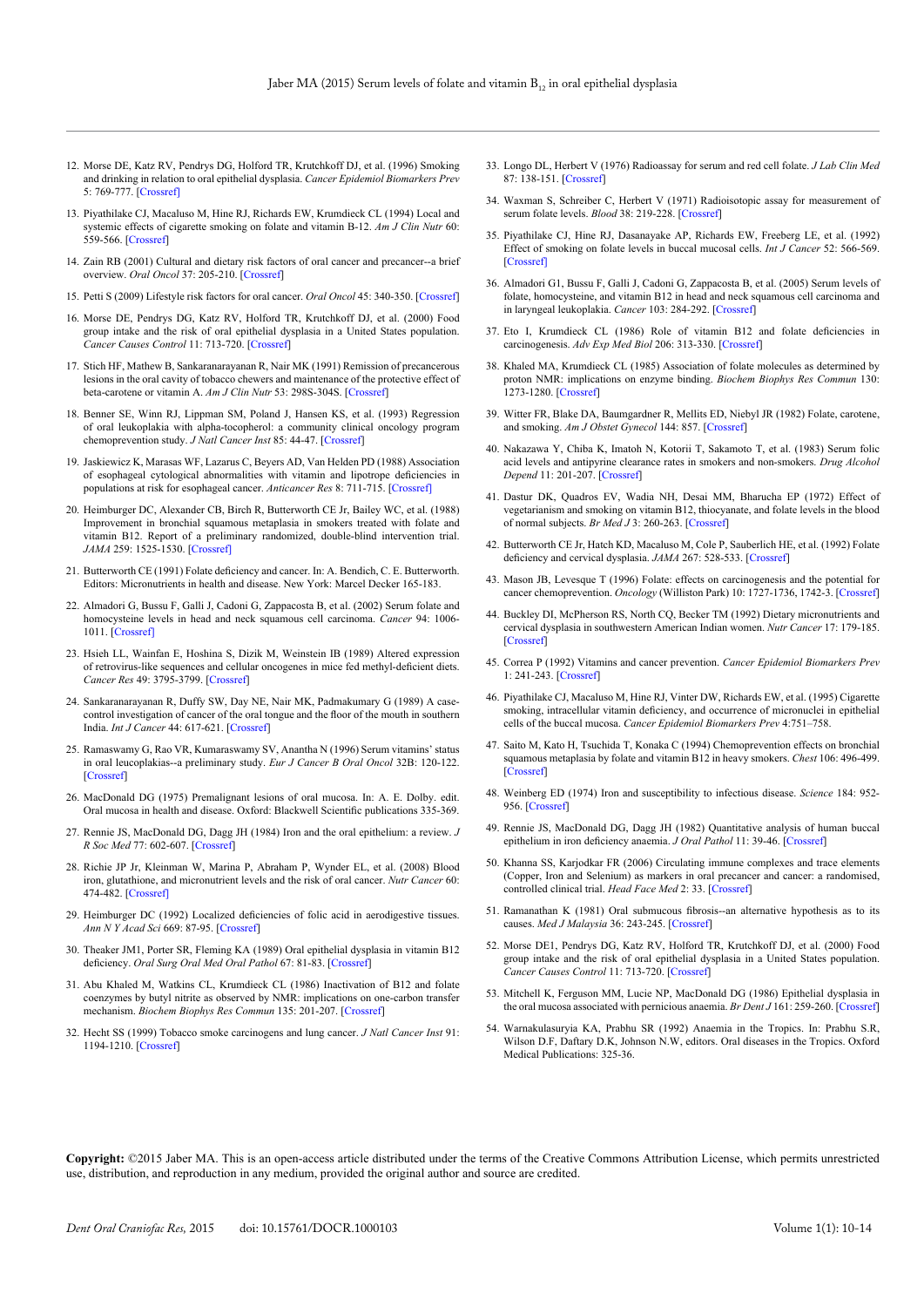12. Morse DE, Katz RV, Pendrys DG, Holford TR, Krutchkoff DJ, et al. (1996) Smoking and drinking in relation to oral epithelial dysplasia. *Cancer Epidemiol Biomarkers Prev* 5: 769-777. [Crossref]

13. Piyathilake CJ, Macaluso M, Hine RJ, Richards EW, Krumdieck CL (1994) Local and systemic effects of cigarette smoking on folate and vitamin B-12. *Am J Clin Nutr* 60: 559-566. [Crossref]

14. Zain RB (2001) Cultural and dietary risk factors of oral cancer and precancer--a brief overview. *Oral Oncol* 37: 205-210. [Crossref]

15. Petti S (2009) Lifestyle risk factors for oral cancer. *Oral Oncol* 45: 340-350. [Crossref]

16. Morse DE, Pendrys DG, Katz RV, Holford TR, Krutchkoff DJ, et al. (2000) Food group intake and the risk of oral epithelial dysplasia in a United States population. *Cancer Causes Control* 11: 713-720. [Crossref]

17. Stich HF, Mathew B, Sankaranarayanan R, Nair MK (1991) Remission of precancerous lesions in the oral cavity of tobacco chewers and maintenance of the protective effect of beta-carotene or vitamin A. *Am J Clin Nutr* 53: 298S-304S. [Crossref]

18. Benner SE, Winn RJ, Lippman SM, Poland J, Hansen KS, et al. (1993) Regression of oral leukoplakia with alpha-tocopherol: a community clinical oncology program chemoprevention study. *J Natl Cancer Inst* 85: 44-47. [Crossref]

19. Jaskiewicz K, Marasas WF, Lazarus C, Beyers AD, Van Helden PD (1988) Association of esophageal cytological abnormalities with vitamin and lipotrope deficiencies in populations at risk for esophageal cancer. *Anticancer Res* 8: 711-715. [Crossref]

20. Heimburger DC, Alexander CB, Birch R, Butterworth CE Jr, Bailey WC, et al. (1988) Improvement in bronchial squamous metaplasia in smokers treated with folate and vitamin B12. Report of a preliminary randomized, double-blind intervention trial. *JAMA* 259: 1525-1530. [Crossref]

21. Butterworth CE (1991) Folate deficiency and cancer. In: A. Bendich, C. E. Butterworth. Editors: Micronutrients in health and disease. New York: Marcel Decker 165-183.

22. Almadori G, Bussu F, Galli J, Cadoni G, Zappacosta B, et al. (2002) Serum folate and homocysteine levels in head and neck squamous cell carcinoma. *Cancer* 94: 1006-1011. [Crossref]

23. Hsieh LL, Wainfan E, Hoshina S, Dizik M, Weinstein IB (1989) Altered expression of retrovirus-like sequences and cellular oncogenes in mice fed methyl-deficient diets. *Cancer Res* 49: 3795-3799. [Crossref]

24. Sankaranarayanan R, Duffy SW, Day NE, Nair MK, Padmakumary G (1989) A case-control investigation of cancer of the oral tongue and the floor of the mouth in southern India. *Int J Cancer* 44: 617-621. [Crossref]

25. Ramaswamy G, Rao VR, Kumaraswamy SV, Anantha N (1996) Serum vitamins' status in oral leucoplakias--a preliminary study. *Eur J Cancer B Oral Oncol* 32B: 120-122. [Crossref]

26. MacDonald DG (1975) Premalignant lesions of oral mucosa. In: A. E. Dolby. edit. Oral mucosa in health and disease. Oxford: Blackwell Scientific publications 335-369.

27. Rennie JS, MacDonald DG, Dagg JH (1984) Iron and the oral epithelium: a review. *J R Soc Med* 77: 602-607. [Crossref]

28. Richie JP Jr, Kleinman W, Marina P, Abraham P, Wynder EL, et al. (2008) Blood iron, glutathione, and micronutrient levels and the risk of oral cancer. *Nutr Cancer* 60: 474-482. [Crossref]

29. Heimburger DC (1992) Localized deficiencies of folic acid in aerodigestive tissues. *Ann N Y Acad Sci* 669: 87-95. [Crossref]

30. Theaker JM1, Porter SR, Fleming KA (1989) Oral epithelial dysplasia in vitamin B12 deficiency. *Oral Surg Oral Med Oral Pathol* 67: 81-83. [Crossref]

31. Abu Khaled M, Watkins CL, Krumdieck CL (1986) Inactivation of B12 and folate coenzymes by butyl nitrite as observed by NMR: implications on one-carbon transfer mechanism. *Biochem Biophys Res Commun* 135: 201-207. [Crossref]

32. Hecht SS (1999) Tobacco smoke carcinogens and lung cancer. *J Natl Cancer Inst* 91: 1194-1210. [Crossref]

33. Longo DL, Herbert V (1976) Radioassay for serum and red cell folate. *J Lab Clin Med* 87: 138-151. [Crossref]

34. Waxman S, Schreiber C, Herbert V (1971) Radioisotopic assay for measurement of serum folate levels. *Blood* 38: 219-228. [Crossref]

35. Piyathilake CJ, Hine RJ, Dasanayake AP, Richards EW, Freeberg LE, et al. (1992) Effect of smoking on folate levels in buccal mucosal cells. *Int J Cancer* 52: 566-569. [Crossref]

36. Almadori G1, Bussu F, Galli J, Cadoni G, Zappacosta B, et al. (2005) Serum levels of folate, homocysteine, and vitamin B12 in head and neck squamous cell carcinoma and in laryngeal leukoplakia. *Cancer* 103: 284-292. [Crossref]

37. Eto I, Krumdieck CL (1986) Role of vitamin B12 and folate deficiencies in carcinogenesis. *Adv Exp Med Biol* 206: 313-330. [Crossref]

38. Khaled MA, Krumdieck CL (1985) Association of folate molecules as determined by proton NMR: implications on enzyme binding. *Biochem Biophys Res Commun* 130: 1273-1280. [Crossref]

39. Witter FR, Blake DA, Baumgardner R, Mellits ED, Niebyl JR (1982) Folate, carotene, and smoking. *Am J Obstet Gynecol* 144: 857. [Crossref]

40. Nakazawa Y, Chiba K, Imatoh N, Kotorii T, Sakamoto T, et al. (1983) Serum folic acid levels and antipyrine clearance rates in smokers and non-smokers. *Drug Alcohol Depend* 11: 201-207. [Crossref]

41. Dastur DK, Quadros EV, Wadia NH, Desai MM, Bharucha EP (1972) Effect of vegetarianism and smoking on vitamin B12, thiocyanate, and folate levels in the blood of normal subjects. *Br Med J* 3: 260-263. [Crossref]

42. Butterworth CE Jr, Hatch KD, Macaluso M, Cole P, Sauberlich HE, et al. (1992) Folate deficiency and cervical dysplasia. *JAMA* 267: 528-533. [Crossref]

43. Mason JB, Levesque T (1996) Folate: effects on carcinogenesis and the potential for cancer chemoprevention. *Oncology* (Williston Park) 10: 1727-1736, 1742-3. [Crossref]

44. Buckley DI, McPherson RS, North CQ, Becker TM (1992) Dietary micronutrients and cervical dysplasia in southwestern American Indian women. *Nutr Cancer* 17: 179-185. [Crossref]

45. Correa P (1992) Vitamins and cancer prevention. *Cancer Epidemiol Biomarkers Prev* 1: 241-243. [Crossref]

46. Piyathilake CJ, Macaluso M, Hine RJ, Vinter DW, Richards EW, et al. (1995) Cigarette smoking, intracellular vitamin deficiency, and occurrence of micronuclei in epithelial cells of the buccal mucosa. *Cancer Epidemiol Biomarkers Prev* 4:751–758.

47. Saito M, Kato H, Tsuchida T, Konaka C (1994) Chemoprevention effects on bronchial squamous metaplasia by folate and vitamin B12 in heavy smokers. *Chest* 106: 496-499. [Crossref]

48. Weinberg ED (1974) Iron and susceptibility to infectious disease. *Science* 184: 952-956. [Crossref]

49. Rennie JS, MacDonald DG, Dagg JH (1982) Quantitative analysis of human buccal epithelium in iron deficiency anaemia. *J Oral Pathol* 11: 39-46. [Crossref]

50. Khanna SS, Karjodkar FR (2006) Circulating immune complexes and trace elements (Copper, Iron and Selenium) as markers in oral precancer and cancer: a randomised, controlled clinical trial. *Head Face Med* 2: 33. [Crossref]

51. Ramanathan K (1981) Oral submucous fibrosis--an alternative hypothesis as to its causes. *Med J Malaysia* 36: 243-245. [Crossref]

52. Morse DE1, Pendrys DG, Katz RV, Holford TR, Krutchkoff DJ, et al. (2000) Food group intake and the risk of oral epithelial dysplasia in a United States population. *Cancer Causes Control* 11: 713-720. [Crossref]

53. Mitchell K, Ferguson MM, Lucie NP, MacDonald DG (1986) Epithelial dysplasia in the oral mucosa associated with pernicious anaemia. *Br Dent J* 161: 259-260. [Crossref]

54. Warnakulasuryia KA, Prabhu SR (1992) Anaemia in the Tropics. In: Prabhu S.R, Wilson D.F, Daftary D.K, Johnson N.W, editors. Oral diseases in the Tropics. Oxford Medical Publications: 325-36.

**Copyright:** ©2015 Jaber MA. This is an open-access article distributed under the terms of the Creative Commons Attribution License, which permits unrestricted use, distribution, and reproduction in any medium, provided the original author and source are credited.